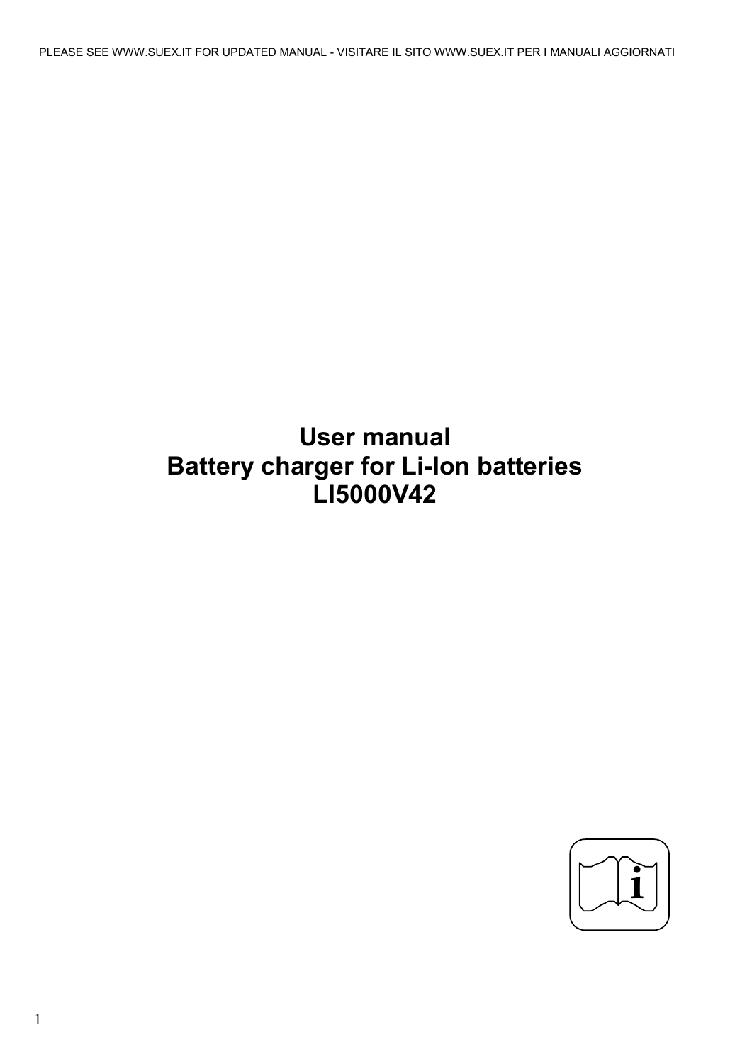PLEASE SEE WWW.SUEX.IT FOR UPDATED MANUAL - VISITARE IL SITO WWW.SUEX.IT PER I MANUALI AGGIORNATI

# User manual
# Battery charger for Li-Ion batteries
# LI5000V42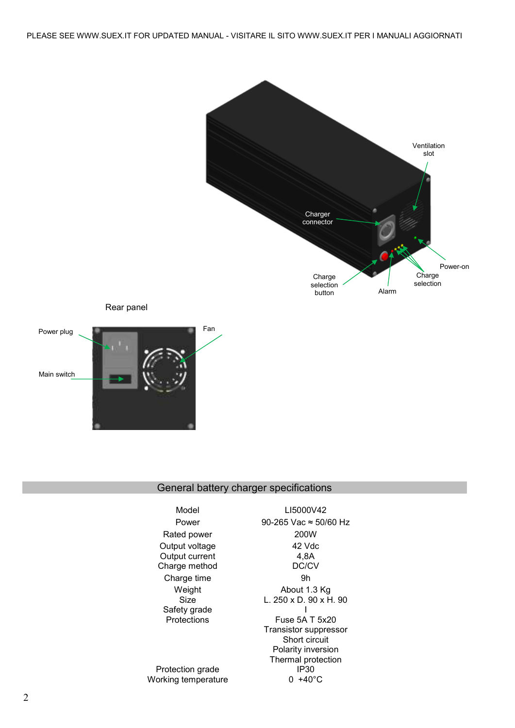PLEASE SEE WWW.SUEX.IT FOR UPDATED MANUAL - VISITARE IL SITO WWW.SUEX.IT PER I MANUALI AGGIORNATI

Ventilation slot

Charger connector

Power-on

Charge selection button

Alarm

Charge selection

Rear panel

Power plug

Fan

Main switch

## General battery charger specifications

| | |
|---|---|
| Model | LI5000V42 |
| Power | 90-265 Vac ≈ 50/60 Hz |
| Rated power | 200W |
| Output voltage | 42 Vdc |
| Output current | 4,8A |
| Charge method | DC/CV |
| Charge time | 9h |
| Weight | About 1.3 Kg |
| Size | L. 250 x D. 90 x H. 90 |
| Safety grade | I |
| Protections | Fuse 5A T 5x20<br>Transistor suppressor<br>Short circuit<br>Polarity inversion<br>Thermal protection |
| Protection grade | IP30 |
| Working temperature | 0 +40°C |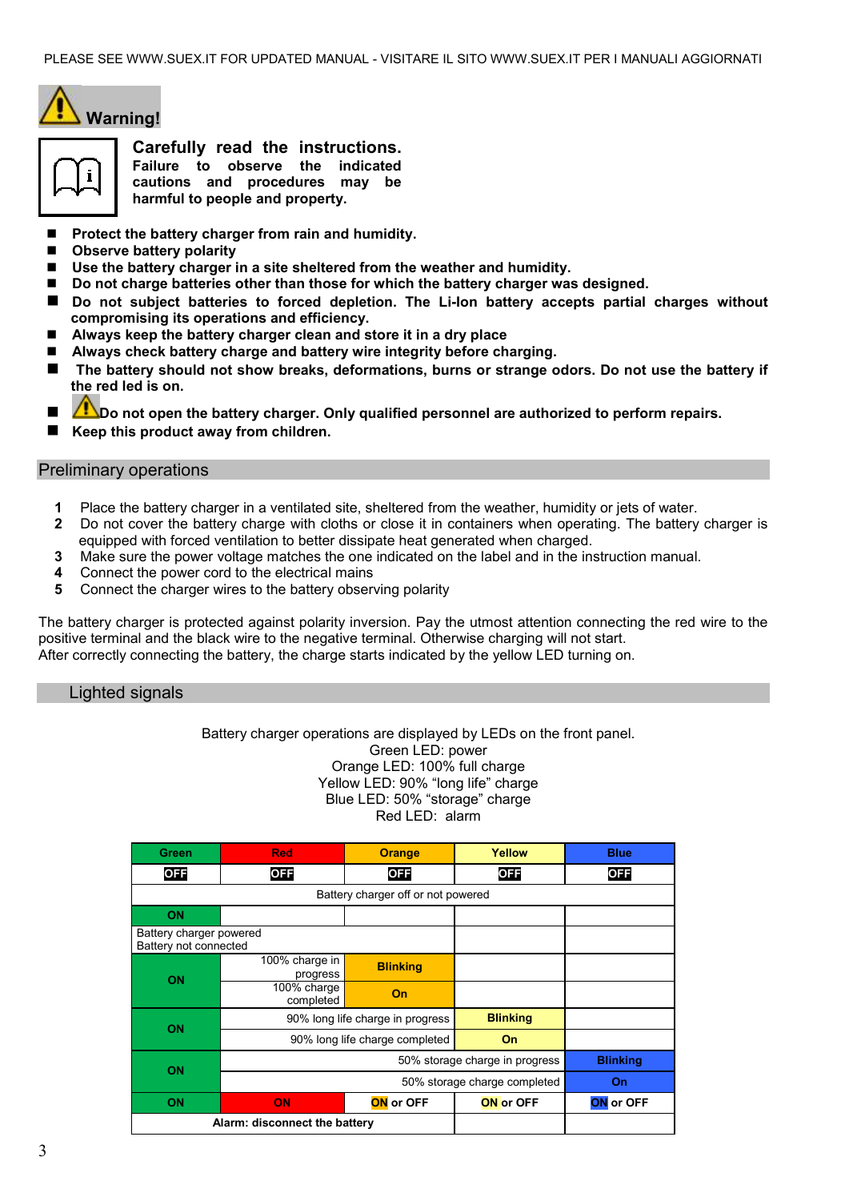PLEASE SEE WWW.SUEX.IT FOR UPDATED MANUAL - VISITARE IL SITO WWW.SUEX.IT PER I MANUALI AGGIORNATI

## Warning!

**Carefully read the instructions.**
**Failure to observe the indicated cautions and procedures may be harmful to people and property.**

- **Protect the battery charger from rain and humidity.**
- **Observe battery polarity**
- **Use the battery charger in a site sheltered from the weather and humidity.**
- **Do not charge batteries other than those for which the battery charger was designed.**
- **Do not subject batteries to forced depletion. The Li-Ion battery accepts partial charges without compromising its operations and efficiency.**
- **Always keep the battery charger clean and store it in a dry place**
- **Always check battery charge and battery wire integrity before charging.**
- **The battery should not show breaks, deformations, burns or strange odors. Do not use the battery if the red led is on.**
- **Do not open the battery charger. Only qualified personnel are authorized to perform repairs.**
- **Keep this product away from children.**

## Preliminary operations

1. Place the battery charger in a ventilated site, sheltered from the weather, humidity or jets of water.
2. Do not cover the battery charge with cloths or close it in containers when operating. The battery charger is equipped with forced ventilation to better dissipate heat generated when charged.
3. Make sure the power voltage matches the one indicated on the label and in the instruction manual.
4. Connect the power cord to the electrical mains
5. Connect the charger wires to the battery observing polarity

The battery charger is protected against polarity inversion. Pay the utmost attention connecting the red wire to the positive terminal and the black wire to the negative terminal. Otherwise charging will not start.
After correctly connecting the battery, the charge starts indicated by the yellow LED turning on.

## Lighted signals

Battery charger operations are displayed by LEDs on the front panel.
Green LED: power
Orange LED: 100% full charge
Yellow LED: 90% "long life" charge
Blue LED: 50% "storage" charge
Red LED: alarm

| Green | Red | Orange | Yellow | Blue |
|---|---|---|---|---|
| OFF | OFF | OFF | OFF | OFF |
| Battery charger off or not powered | | | | |
| ON | | | | |
| Battery charger powered<br>Battery not connected | | | | |
| ON | 100% charge in progress | Blinking | | |
| ON | 100% charge completed | On | | |
| ON | 90% long life charge in progress | | Blinking | |
| ON | 90% long life charge completed | | On | |
| ON | 50% storage charge in progress | | | Blinking |
| ON | 50% storage charge completed | | | On |
| ON | ON | ON or OFF | ON or OFF | ON or OFF |
| **Alarm: disconnect the battery** | | | | |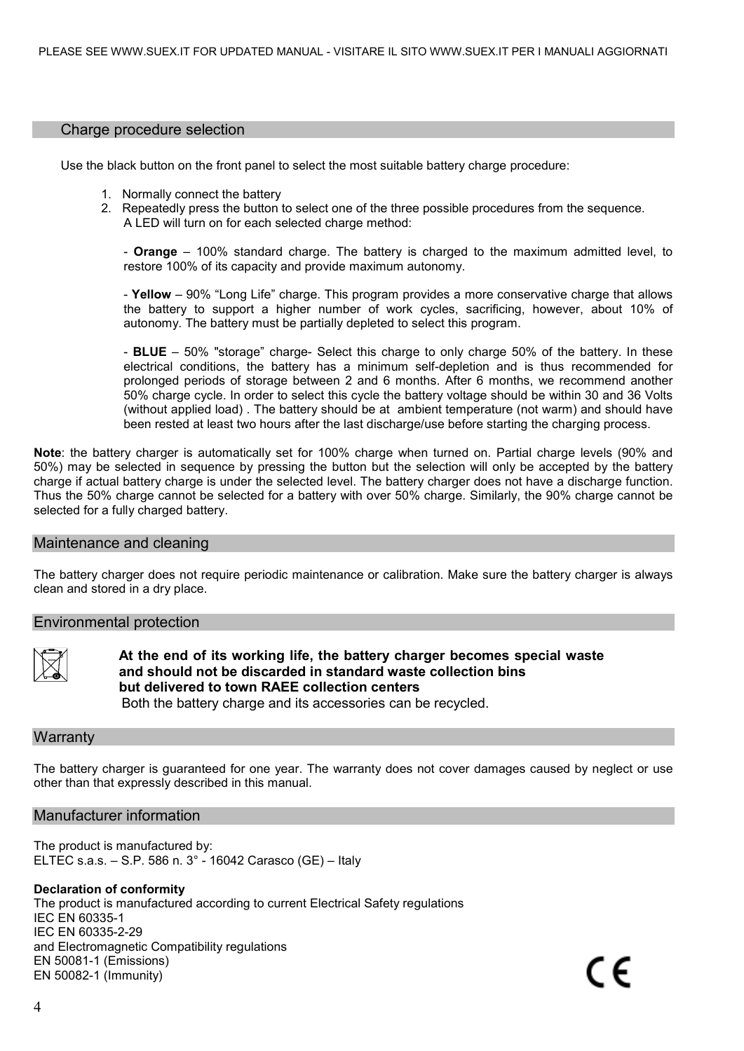## Charge procedure selection

Use the black button on the front panel to select the most suitable battery charge procedure:

1. Normally connect the battery
2. Repeatedly press the button to select one of the three possible procedures from the sequence. A LED will turn on for each selected charge method:

   - **Orange** – 100% standard charge. The battery is charged to the maximum admitted level, to restore 100% of its capacity and provide maximum autonomy.

   - **Yellow** – 90% "Long Life" charge. This program provides a more conservative charge that allows the battery to support a higher number of work cycles, sacrificing, however, about 10% of autonomy. The battery must be partially depleted to select this program.

   - **BLUE** – 50% "storage" charge- Select this charge to only charge 50% of the battery. In these electrical conditions, the battery has a minimum self-depletion and is thus recommended for prolonged periods of storage between 2 and 6 months. After 6 months, we recommend another 50% charge cycle. In order to select this cycle the battery voltage should be within 30 and 36 Volts (without applied load) . The battery should be at ambient temperature (not warm) and should have been rested at least two hours after the last discharge/use before starting the charging process.

**Note**: the battery charger is automatically set for 100% charge when turned on. Partial charge levels (90% and 50%) may be selected in sequence by pressing the button but the selection will only be accepted by the battery charge if actual battery charge is under the selected level. The battery charger does not have a discharge function. Thus the 50% charge cannot be selected for a battery with over 50% charge. Similarly, the 90% charge cannot be selected for a fully charged battery.

## Maintenance and cleaning

The battery charger does not require periodic maintenance or calibration. Make sure the battery charger is always clean and stored in a dry place.

## Environmental protection

**At the end of its working life, the battery charger becomes special waste and should not be discarded in standard waste collection bins but delivered to town RAEE collection centers**

Both the battery charge and its accessories can be recycled.

## Warranty

The battery charger is guaranteed for one year. The warranty does not cover damages caused by neglect or use other than that expressly described in this manual.

## Manufacturer information

The product is manufactured by:
ELTEC s.a.s. – S.P. 586 n. 3° - 16042 Carasco (GE) – Italy

**Declaration of conformity**

The product is manufactured according to current Electrical Safety regulations
IEC EN 60335-1
IEC EN 60335-2-29
and Electromagnetic Compatibility regulations
EN 50081-1 (Emissions)
EN 50082-1 (Immunity)

CE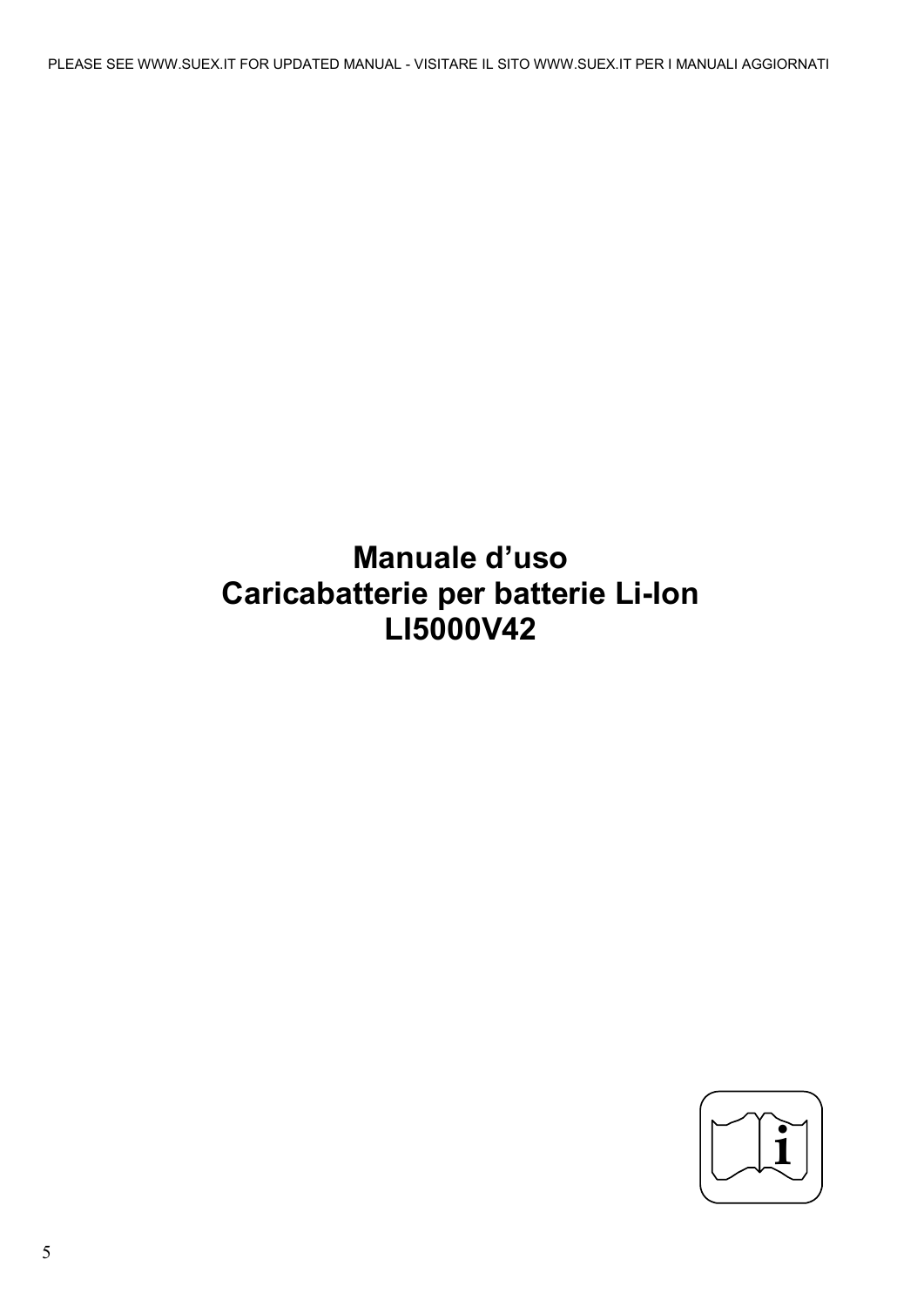PLEASE SEE WWW.SUEX.IT FOR UPDATED MANUAL - VISITARE IL SITO WWW.SUEX.IT PER I MANUALI AGGIORNATI

# Manuale d'uso
# Caricabatterie per batterie Li-Ion
# LI5000V42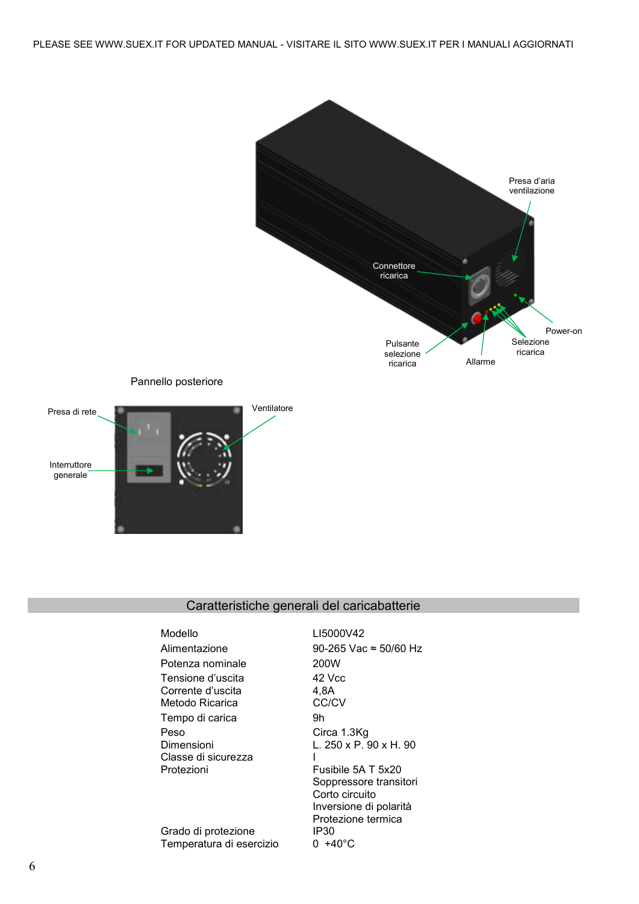PLEASE SEE WWW.SUEX.IT FOR UPDATED MANUAL - VISITARE IL SITO WWW.SUEX.IT PER I MANUALI AGGIORNATI

Presa d'aria ventilazione

Connettore ricarica

Power-on

Selezione ricarica

Pulsante selezione ricarica

Allarme

Pannello posteriore

Presa di rete

Ventilatore

Interruttore generale

## Caratteristiche generali del caricabatterie

| | |
|---|---|
| Modello | LI5000V42 |
| Alimentazione | 90-265 Vac ≈ 50/60 Hz |
| Potenza nominale | 200W |
| Tensione d'uscita | 42 Vcc |
| Corrente d'uscita | 4,8A |
| Metodo Ricarica | CC/CV |
| Tempo di carica | 9h |
| Peso | Circa 1.3Kg |
| Dimensioni | L. 250 x P. 90 x H. 90 |
| Classe di sicurezza | I |
| Protezioni | Fusibile 5A T 5x20<br>Soppressore transitori<br>Corto circuito<br>Inversione di polarità<br>Protezione termica |
| Grado di protezione | IP30 |
| Temperatura di esercizio | 0 +40°C |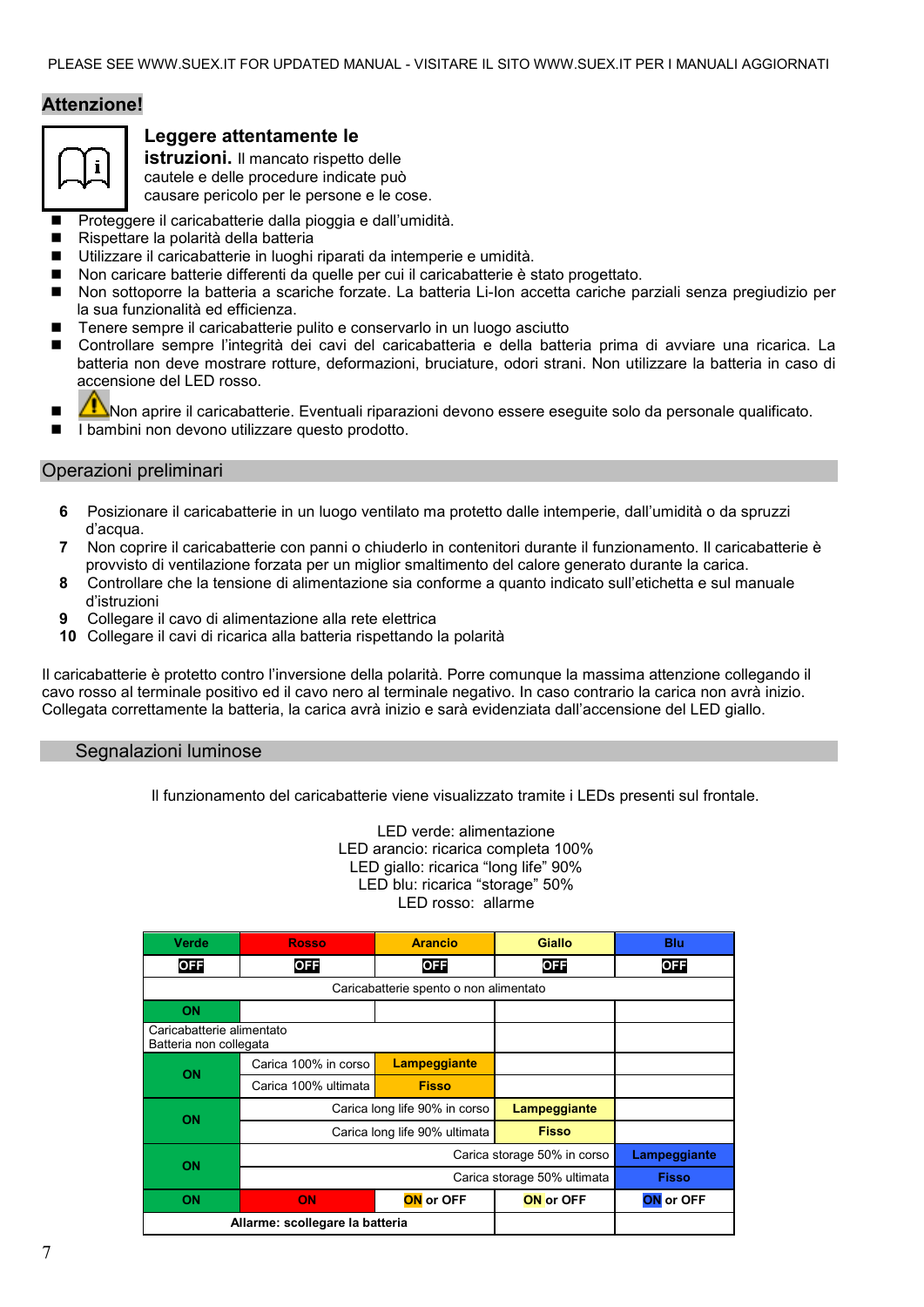PLEASE SEE WWW.SUEX.IT FOR UPDATED MANUAL - VISITARE IL SITO WWW.SUEX.IT PER I MANUALI AGGIORNATI

## Attenzione!

**Leggere attentamente le istruzioni.** Il mancato rispetto delle cautele e delle procedure indicate può causare pericolo per le persone e le cose.

- Proteggere il caricabatterie dalla pioggia e dall'umidità.
- Rispettare la polarità della batteria
- Utilizzare il caricabatterie in luoghi riparati da intemperie e umidità.
- Non caricare batterie differenti da quelle per cui il caricabatterie è stato progettato.
- Non sottoporre la batteria a scariche forzate. La batteria Li-Ion accetta cariche parziali senza pregiudizio per la sua funzionalità ed efficienza.
- Tenere sempre il caricabatterie pulito e conservarlo in un luogo asciutto
- Controllare sempre l'integrità dei cavi del caricabatteria e della batteria prima di avviare una ricarica. La batteria non deve mostrare rotture, deformazioni, bruciature, odori strani. Non utilizzare la batteria in caso di accensione del LED rosso.
- ⚠ Non aprire il caricabatterie. Eventuali riparazioni devono essere eseguite solo da personale qualificato.
- I bambini non devono utilizzare questo prodotto.

## Operazioni preliminari

6. Posizionare il caricabatterie in un luogo ventilato ma protetto dalle intemperie, dall'umidità o da spruzzi d'acqua.
7. Non coprire il caricabatterie con panni o chiuderlo in contenitori durante il funzionamento. Il caricabatterie è provvisto di ventilazione forzata per un miglior smaltimento del calore generato durante la carica.
8. Controllare che la tensione di alimentazione sia conforme a quanto indicato sull'etichetta e sul manuale d'istruzioni
9. Collegare il cavo di alimentazione alla rete elettrica
10. Collegare il cavi di ricarica alla batteria rispettando la polarità

Il caricabatterie è protetto contro l'inversione della polarità. Porre comunque la massima attenzione collegando il cavo rosso al terminale positivo ed il cavo nero al terminale negativo. In caso contrario la carica non avrà inizio. Collegata correttamente la batteria, la carica avrà inizio e sarà evidenziata dall'accensione del LED giallo.

## Segnalazioni luminose

Il funzionamento del caricabatterie viene visualizzato tramite i LEDs presenti sul frontale.

LED verde: alimentazione
LED arancio: ricarica completa 100%
LED giallo: ricarica "long life" 90%
LED blu: ricarica "storage" 50%
LED rosso: allarme

| Verde | Rosso | Arancio | Giallo | Blu |
|---|---|---|---|---|
| OFF | OFF | OFF | OFF | OFF |
| Caricabatterie spento o non alimentato | | | | |
| ON | | | | |
| Caricabatterie alimentato Batteria non collegata | | | | |
| ON | Carica 100% in corso | Lampeggiante | | |
| ON | Carica 100% ultimata | Fisso | | |
| ON | Carica long life 90% in corso | | Lampeggiante | |
| ON | Carica long life 90% ultimata | | Fisso | |
| ON | Carica storage 50% in corso | | | Lampeggiante |
| ON | Carica storage 50% ultimata | | | Fisso |
| ON | ON | ON or OFF | ON or OFF | ON or OFF |
| Allarme: scollegare la batteria | | | | |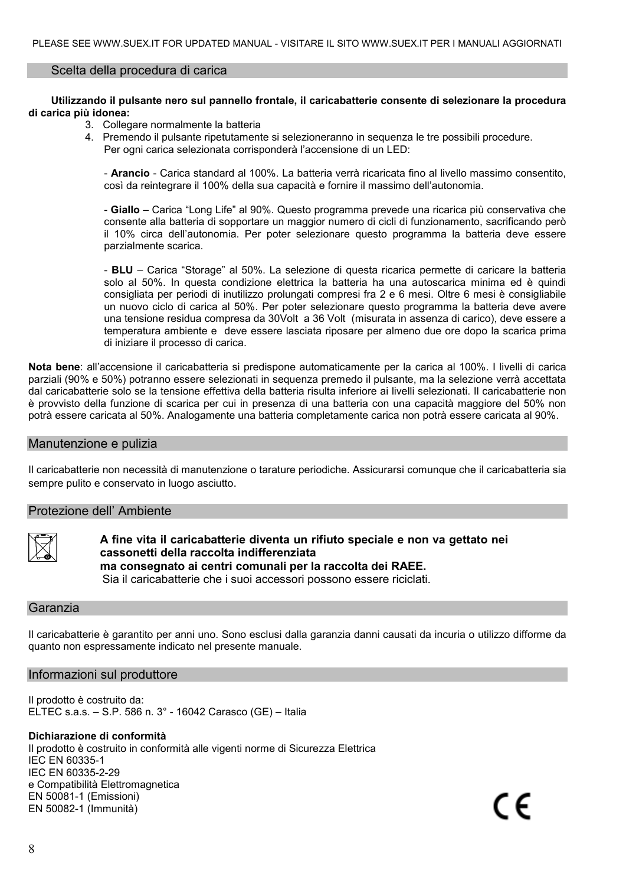## Scelta della procedura di carica

**Utilizzando il pulsante nero sul pannello frontale, il caricabatterie consente di selezionare la procedura di carica più idonea:**

3. Collegare normalmente la batteria
4. Premendo il pulsante ripetutamente si selezioneranno in sequenza le tre possibili procedure. Per ogni carica selezionata corrisponderà l'accensione di un LED:

   - **Arancio** - Carica standard al 100%. La batteria verrà ricaricata fino al livello massimo consentito, così da reintegrare il 100% della sua capacità e fornire il massimo dell'autonomia.

   - **Giallo** – Carica "Long Life" al 90%. Questo programma prevede una ricarica più conservativa che consente alla batteria di sopportare un maggior numero di cicli di funzionamento, sacrificando però il 10% circa dell'autonomia. Per poter selezionare questo programma la batteria deve essere parzialmente scarica.

   - **BLU** – Carica "Storage" al 50%. La selezione di questa ricarica permette di caricare la batteria solo al 50%. In questa condizione elettrica la batteria ha una autoscarica minima ed è quindi consigliata per periodi di inutilizzo prolungati compresi fra 2 e 6 mesi. Oltre 6 mesi è consigliabile un nuovo ciclo di carica al 50%. Per poter selezionare questo programma la batteria deve avere una tensione residua compresa da 30Volt a 36 Volt (misurata in assenza di carico), deve essere a temperatura ambiente e deve essere lasciata riposare per almeno due ore dopo la scarica prima di iniziare il processo di carica.

**Nota bene**: all'accensione il caricabatteria si predispone automaticamente per la carica al 100%. I livelli di carica parziali (90% e 50%) potranno essere selezionati in sequenza premedo il pulsante, ma la selezione verrà accettata dal caricabatterie solo se la tensione effettiva della batteria risulta inferiore ai livelli selezionati. Il caricabatterie non è provvisto della funzione di scarica per cui in presenza di una batteria con una capacità maggiore del 50% non potrà essere caricata al 50%. Analogamente una batteria completamente carica non potrà essere caricata al 90%.

## Manutenzione e pulizia

Il caricabatterie non necessità di manutenzione o tarature periodiche. Assicurarsi comunque che il caricabatteria sia sempre pulito e conservato in luogo asciutto.

## Protezione dell' Ambiente

**A fine vita il caricabatterie diventa un rifiuto speciale e non va gettato nei cassonetti della raccolta indifferenziata**
**ma consegnato ai centri comunali per la raccolta dei RAEE.**
Sia il caricabatterie che i suoi accessori possono essere riciclati.

## Garanzia

Il caricabatterie è garantito per anni uno. Sono esclusi dalla garanzia danni causati da incuria o utilizzo difforme da quanto non espressamente indicato nel presente manuale.

## Informazioni sul produttore

Il prodotto è costruito da:
ELTEC s.a.s. – S.P. 586 n. 3° - 16042 Carasco (GE) – Italia

**Dichiarazione di conformità**

Il prodotto è costruito in conformità alle vigenti norme di Sicurezza Elettrica
IEC EN 60335-1
IEC EN 60335-2-29
e Compatibilità Elettromagnetica
EN 50081-1 (Emissioni)
EN 50082-1 (Immunità)

CE